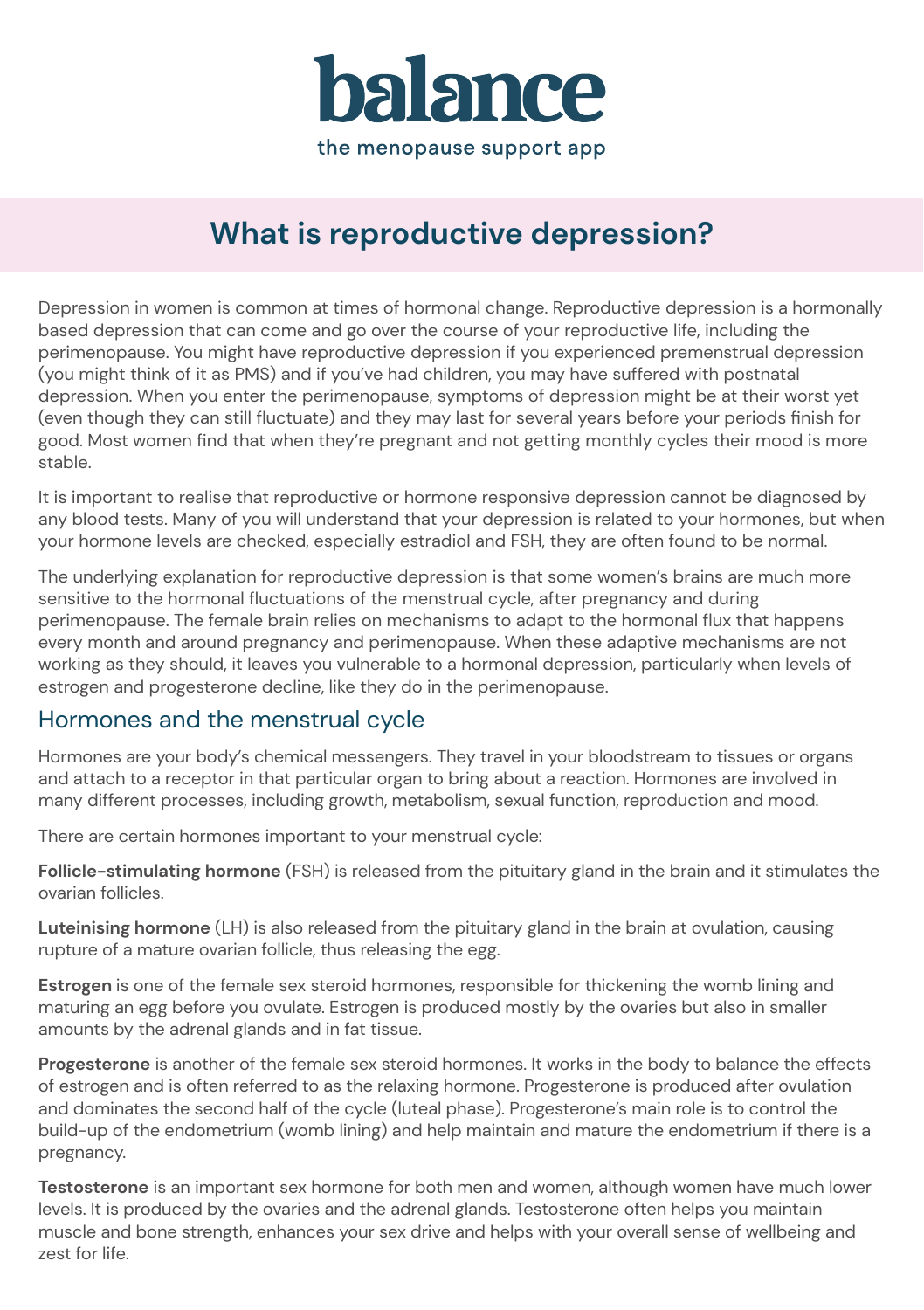balance

the menopause support app

# What is reproductive depression?

Depression in women is common at times of hormonal change. Reproductive depression is a hormonally based depression that can come and go over the course of your reproductive life, including the perimenopause. You might have reproductive depression if you experienced premenstrual depression (you might think of it as PMS) and if you've had children, you may have suffered with postnatal depression. When you enter the perimenopause, symptoms of depression might be at their worst yet (even though they can still fluctuate) and they may last for several years before your periods finish for good. Most women find that when they're pregnant and not getting monthly cycles their mood is more stable.

It is important to realise that reproductive or hormone responsive depression cannot be diagnosed by any blood tests. Many of you will understand that your depression is related to your hormones, but when your hormone levels are checked, especially estradiol and FSH, they are often found to be normal.

The underlying explanation for reproductive depression is that some women's brains are much more sensitive to the hormonal fluctuations of the menstrual cycle, after pregnancy and during perimenopause. The female brain relies on mechanisms to adapt to the hormonal flux that happens every month and around pregnancy and perimenopause. When these adaptive mechanisms are not working as they should, it leaves you vulnerable to a hormonal depression, particularly when levels of estrogen and progesterone decline, like they do in the perimenopause.

## Hormones and the menstrual cycle

Hormones are your body's chemical messengers. They travel in your bloodstream to tissues or organs and attach to a receptor in that particular organ to bring about a reaction. Hormones are involved in many different processes, including growth, metabolism, sexual function, reproduction and mood.

There are certain hormones important to your menstrual cycle:

**Follicle-stimulating hormone** (FSH) is released from the pituitary gland in the brain and it stimulates the ovarian follicles.

**Luteinising hormone** (LH) is also released from the pituitary gland in the brain at ovulation, causing rupture of a mature ovarian follicle, thus releasing the egg.

**Estrogen** is one of the female sex steroid hormones, responsible for thickening the womb lining and maturing an egg before you ovulate. Estrogen is produced mostly by the ovaries but also in smaller amounts by the adrenal glands and in fat tissue.

**Progesterone** is another of the female sex steroid hormones. It works in the body to balance the effects of estrogen and is often referred to as the relaxing hormone. Progesterone is produced after ovulation and dominates the second half of the cycle (luteal phase). Progesterone's main role is to control the build-up of the endometrium (womb lining) and help maintain and mature the endometrium if there is a pregnancy.

**Testosterone** is an important sex hormone for both men and women, although women have much lower levels. It is produced by the ovaries and the adrenal glands. Testosterone often helps you maintain muscle and bone strength, enhances your sex drive and helps with your overall sense of wellbeing and zest for life.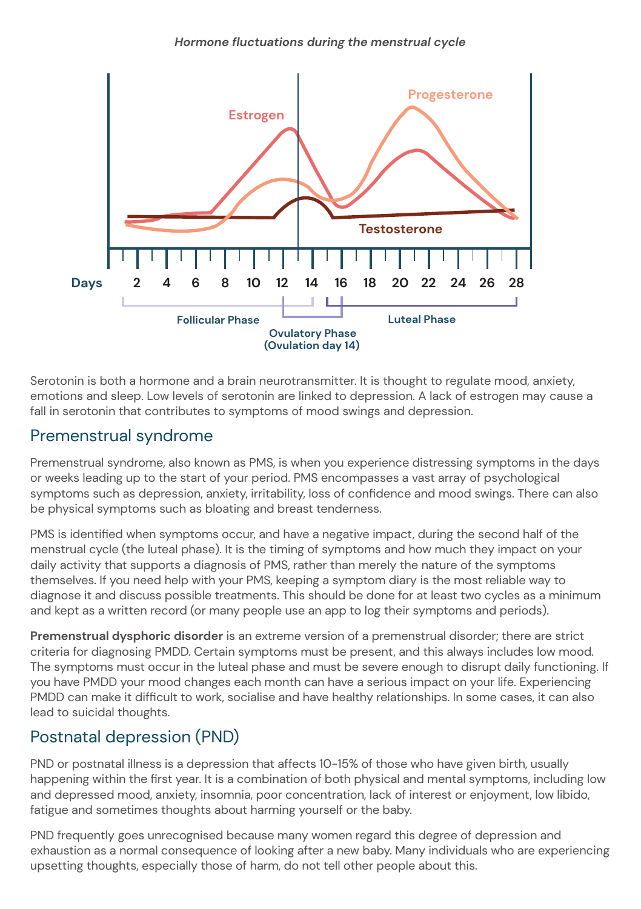*Hormone fluctuations during the menstrual cycle*

Serotonin is both a hormone and a brain neurotransmitter. It is thought to regulate mood, anxiety, emotions and sleep. Low levels of serotonin are linked to depression. A lack of estrogen may cause a fall in serotonin that contributes to symptoms of mood swings and depression.

## Premenstrual syndrome

Premenstrual syndrome, also known as PMS, is when you experience distressing symptoms in the days or weeks leading up to the start of your period. PMS encompasses a vast array of psychological symptoms such as depression, anxiety, irritability, loss of confidence and mood swings. There can also be physical symptoms such as bloating and breast tenderness.

PMS is identified when symptoms occur, and have a negative impact, during the second half of the menstrual cycle (the luteal phase). It is the timing of symptoms and how much they impact on your daily activity that supports a diagnosis of PMS, rather than merely the nature of the symptoms themselves. If you need help with your PMS, keeping a symptom diary is the most reliable way to diagnose it and discuss possible treatments. This should be done for at least two cycles as a minimum and kept as a written record (or many people use an app to log their symptoms and periods).

**Premenstrual dysphoric disorder** is an extreme version of a premenstrual disorder; there are strict criteria for diagnosing PMDD. Certain symptoms must be present, and this always includes low mood. The symptoms must occur in the luteal phase and must be severe enough to disrupt daily functioning. If you have PMDD your mood changes each month can have a serious impact on your life. Experiencing PMDD can make it difficult to work, socialise and have healthy relationships. In some cases, it can also lead to suicidal thoughts.

## Postnatal depression (PND)

PND or postnatal illness is a depression that affects 10-15% of those who have given birth, usually happening within the first year. It is a combination of both physical and mental symptoms, including low and depressed mood, anxiety, insomnia, poor concentration, lack of interest or enjoyment, low libido, fatigue and sometimes thoughts about harming yourself or the baby.

PND frequently goes unrecognised because many women regard this degree of depression and exhaustion as a normal consequence of looking after a new baby. Many individuals who are experiencing upsetting thoughts, especially those of harm, do not tell other people about this.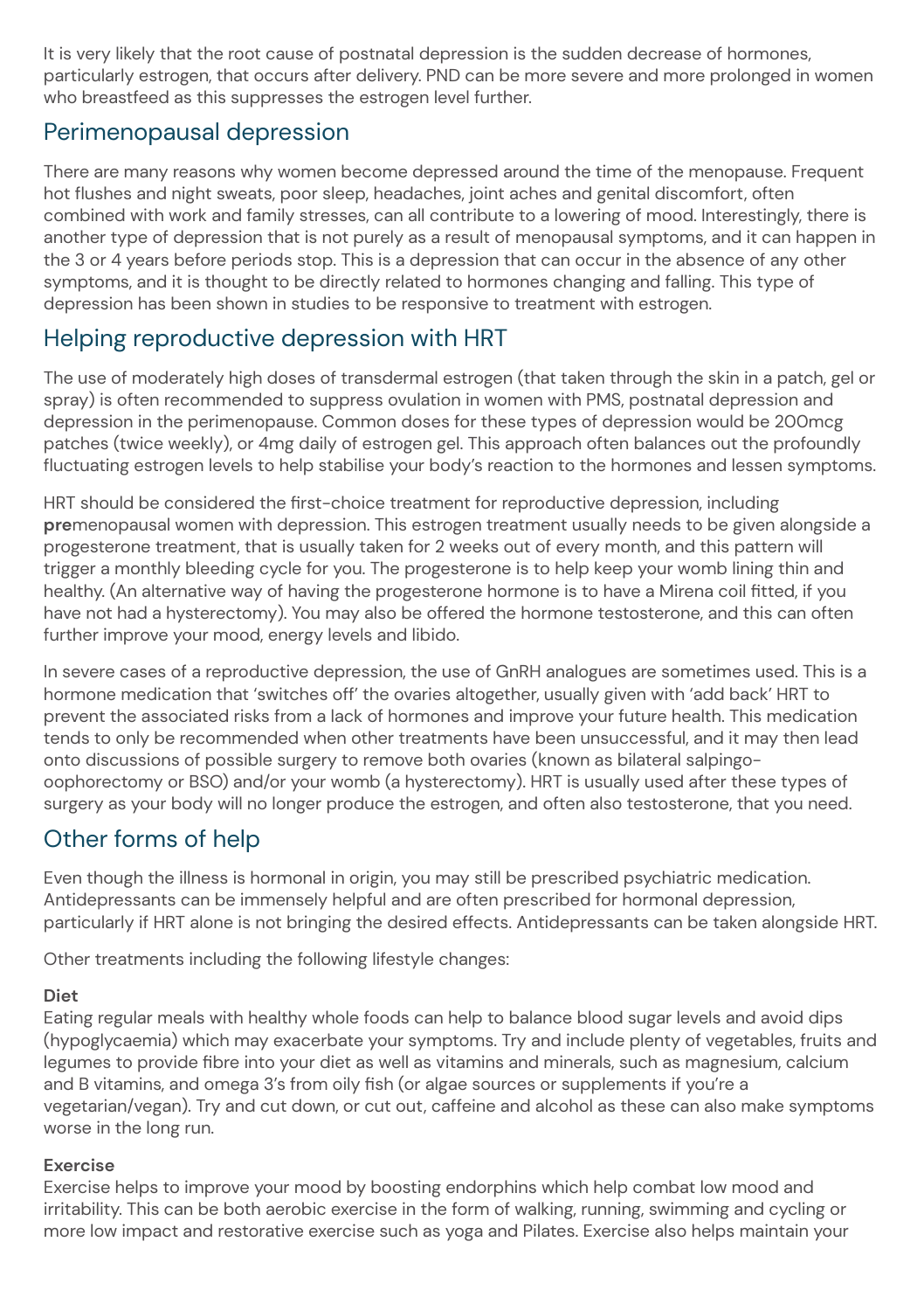It is very likely that the root cause of postnatal depression is the sudden decrease of hormones, particularly estrogen, that occurs after delivery. PND can be more severe and more prolonged in women who breastfeed as this suppresses the estrogen level further.

## Perimenopausal depression

There are many reasons why women become depressed around the time of the menopause. Frequent hot flushes and night sweats, poor sleep, headaches, joint aches and genital discomfort, often combined with work and family stresses, can all contribute to a lowering of mood. Interestingly, there is another type of depression that is not purely as a result of menopausal symptoms, and it can happen in the 3 or 4 years before periods stop. This is a depression that can occur in the absence of any other symptoms, and it is thought to be directly related to hormones changing and falling. This type of depression has been shown in studies to be responsive to treatment with estrogen.

## Helping reproductive depression with HRT

The use of moderately high doses of transdermal estrogen (that taken through the skin in a patch, gel or spray) is often recommended to suppress ovulation in women with PMS, postnatal depression and depression in the perimenopause. Common doses for these types of depression would be 200mcg patches (twice weekly), or 4mg daily of estrogen gel. This approach often balances out the profoundly fluctuating estrogen levels to help stabilise your body's reaction to the hormones and lessen symptoms.

HRT should be considered the first-choice treatment for reproductive depression, including **pre**menopausal women with depression. This estrogen treatment usually needs to be given alongside a progesterone treatment, that is usually taken for 2 weeks out of every month, and this pattern will trigger a monthly bleeding cycle for you. The progesterone is to help keep your womb lining thin and healthy. (An alternative way of having the progesterone hormone is to have a Mirena coil fitted, if you have not had a hysterectomy). You may also be offered the hormone testosterone, and this can often further improve your mood, energy levels and libido.

In severe cases of a reproductive depression, the use of GnRH analogues are sometimes used. This is a hormone medication that 'switches off' the ovaries altogether, usually given with 'add back' HRT to prevent the associated risks from a lack of hormones and improve your future health. This medication tends to only be recommended when other treatments have been unsuccessful, and it may then lead onto discussions of possible surgery to remove both ovaries (known as bilateral salpingo-oophorectomy or BSO) and/or your womb (a hysterectomy). HRT is usually used after these types of surgery as your body will no longer produce the estrogen, and often also testosterone, that you need.

## Other forms of help

Even though the illness is hormonal in origin, you may still be prescribed psychiatric medication. Antidepressants can be immensely helpful and are often prescribed for hormonal depression, particularly if HRT alone is not bringing the desired effects. Antidepressants can be taken alongside HRT.

Other treatments including the following lifestyle changes:

**Diet**
Eating regular meals with healthy whole foods can help to balance blood sugar levels and avoid dips (hypoglycaemia) which may exacerbate your symptoms. Try and include plenty of vegetables, fruits and legumes to provide fibre into your diet as well as vitamins and minerals, such as magnesium, calcium and B vitamins, and omega 3's from oily fish (or algae sources or supplements if you're a vegetarian/vegan). Try and cut down, or cut out, caffeine and alcohol as these can also make symptoms worse in the long run.

**Exercise**
Exercise helps to improve your mood by boosting endorphins which help combat low mood and irritability. This can be both aerobic exercise in the form of walking, running, swimming and cycling or more low impact and restorative exercise such as yoga and Pilates. Exercise also helps maintain your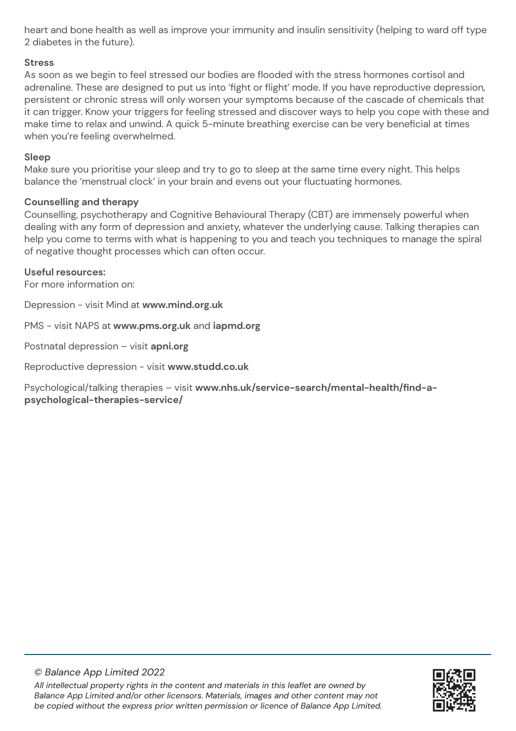heart and bone health as well as improve your immunity and insulin sensitivity (helping to ward off type 2 diabetes in the future).

**Stress**

As soon as we begin to feel stressed our bodies are flooded with the stress hormones cortisol and adrenaline. These are designed to put us into 'fight or flight' mode. If you have reproductive depression, persistent or chronic stress will only worsen your symptoms because of the cascade of chemicals that it can trigger. Know your triggers for feeling stressed and discover ways to help you cope with these and make time to relax and unwind. A quick 5-minute breathing exercise can be very beneficial at times when you're feeling overwhelmed.

**Sleep**

Make sure you prioritise your sleep and try to go to sleep at the same time every night. This helps balance the 'menstrual clock' in your brain and evens out your fluctuating hormones.

**Counselling and therapy**

Counselling, psychotherapy and Cognitive Behavioural Therapy (CBT) are immensely powerful when dealing with any form of depression and anxiety, whatever the underlying cause. Talking therapies can help you come to terms with what is happening to you and teach you techniques to manage the spiral of negative thought processes which can often occur.

**Useful resources:**

For more information on:

Depression - visit Mind at **www.mind.org.uk**

PMS - visit NAPS at **www.pms.org.uk** and **iapmd.org**

Postnatal depression – visit **apni.org**

Reproductive depression - visit **www.studd.co.uk**

Psychological/talking therapies – visit **www.nhs.uk/service-search/mental-health/find-a-psychological-therapies-service/**

*© Balance App Limited 2022*

*All intellectual property rights in the content and materials in this leaflet are owned by Balance App Limited and/or other licensors. Materials, images and other content may not be copied without the express prior written permission or licence of Balance App Limited.*